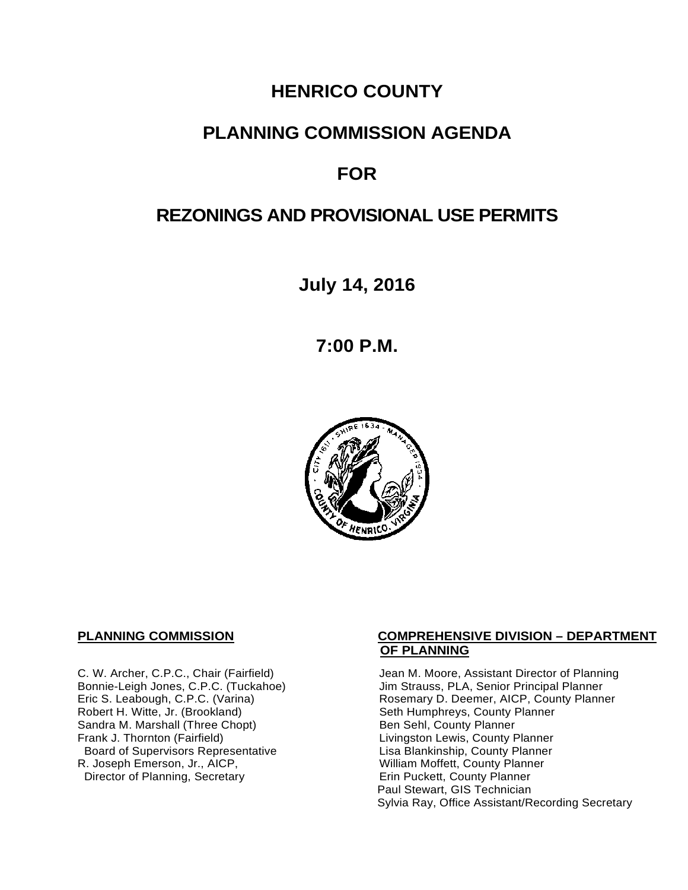# HENRICO COUNTY

# PLANNING COMMISSION AGENDA

# FOR

# REZONINGS AND PROVISIONAL USE PERMITS

**July 14, 2016**

**7:00 P.M.**

**PLANNING COMMISSION**

C. W. Archer, C.P.C., Chair (Fairfield)
Bonnie-Leigh Jones, C.P.C. (Tuckahoe)
Eric S. Leabough, C.P.C. (Varina)
Robert H. Witte, Jr. (Brookland)
Sandra M. Marshall (Three Chopt)
Frank J. Thornton (Fairfield)
Board of Supervisors Representative
R. Joseph Emerson, Jr., AICP,
Director of Planning, Secretary

**COMPREHENSIVE DIVISION – DEPARTMENT OF PLANNING**

Jean M. Moore, Assistant Director of Planning
Jim Strauss, PLA, Senior Principal Planner
Rosemary D. Deemer, AICP, County Planner
Seth Humphreys, County Planner
Ben Sehl, County Planner
Livingston Lewis, County Planner
Lisa Blankinship, County Planner
William Moffett, County Planner
Erin Puckett, County Planner
Paul Stewart, GIS Technician
Sylvia Ray, Office Assistant/Recording Secretary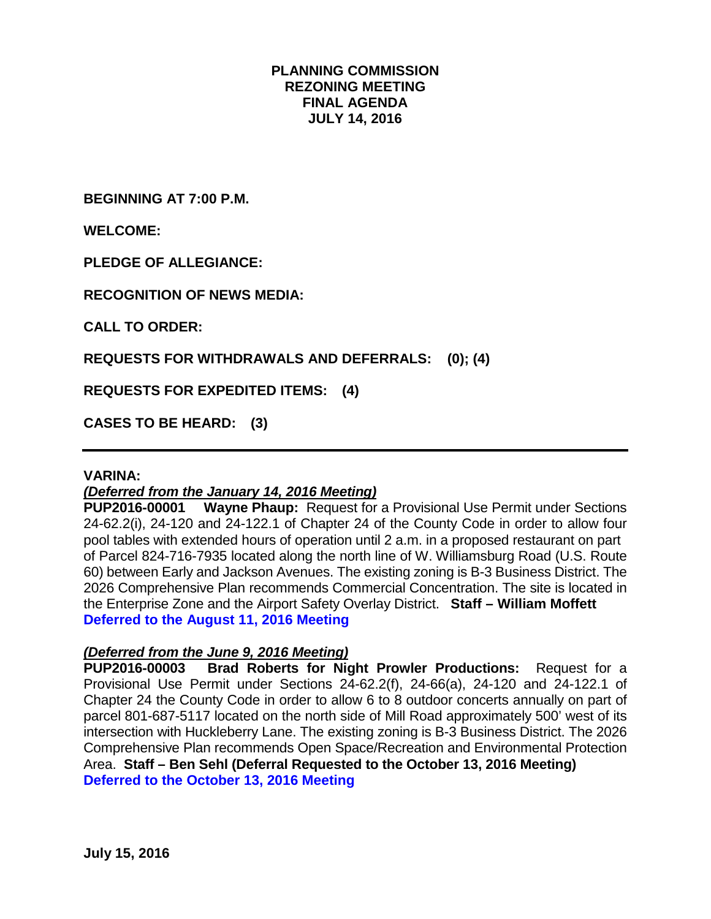**PLANNING COMMISSION**
**REZONING MEETING**
**FINAL AGENDA**
**JULY 14, 2016**

**BEGINNING AT 7:00 P.M.**

**WELCOME:**

**PLEDGE OF ALLEGIANCE:**

**RECOGNITION OF NEWS MEDIA:**

**CALL TO ORDER:**

**REQUESTS FOR WITHDRAWALS AND DEFERRALS: (0); (4)**

**REQUESTS FOR EXPEDITED ITEMS: (4)**

**CASES TO BE HEARD: (3)**

---

**VARINA:**

***(Deferred from the January 14, 2016 Meeting)***

**PUP2016-00001 Wayne Phaup:** Request for a Provisional Use Permit under Sections 24-62.2(i), 24-120 and 24-122.1 of Chapter 24 of the County Code in order to allow four pool tables with extended hours of operation until 2 a.m. in a proposed restaurant on part of Parcel 824-716-7935 located along the north line of W. Williamsburg Road (U.S. Route 60) between Early and Jackson Avenues. The existing zoning is B-3 Business District. The 2026 Comprehensive Plan recommends Commercial Concentration. The site is located in the Enterprise Zone and the Airport Safety Overlay District. **Staff – William Moffett**
**Deferred to the August 11, 2016 Meeting**

***(Deferred from the June 9, 2016 Meeting)***

**PUP2016-00003 Brad Roberts for Night Prowler Productions:** Request for a Provisional Use Permit under Sections 24-62.2(f), 24-66(a), 24-120 and 24-122.1 of Chapter 24 the County Code in order to allow 6 to 8 outdoor concerts annually on part of parcel 801-687-5117 located on the north side of Mill Road approximately 500' west of its intersection with Huckleberry Lane. The existing zoning is B-3 Business District. The 2026 Comprehensive Plan recommends Open Space/Recreation and Environmental Protection Area. **Staff – Ben Sehl (Deferral Requested to the October 13, 2016 Meeting)**
**Deferred to the October 13, 2016 Meeting**

**July 15, 2016**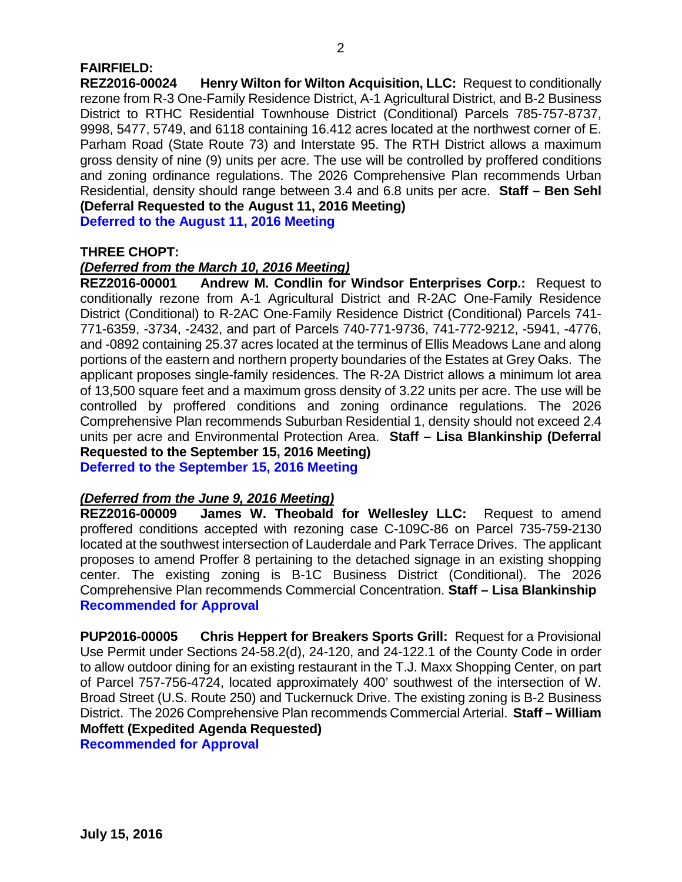**FAIRFIELD:**

**REZ2016-00024 Henry Wilton for Wilton Acquisition, LLC:** Request to conditionally rezone from R-3 One-Family Residence District, A-1 Agricultural District, and B-2 Business District to RTHC Residential Townhouse District (Conditional) Parcels 785-757-8737, 9998, 5477, 5749, and 6118 containing 16.412 acres located at the northwest corner of E. Parham Road (State Route 73) and Interstate 95. The RTH District allows a maximum gross density of nine (9) units per acre. The use will be controlled by proffered conditions and zoning ordinance regulations. The 2026 Comprehensive Plan recommends Urban Residential, density should range between 3.4 and 6.8 units per acre. **Staff – Ben Sehl (Deferral Requested to the August 11, 2016 Meeting)**

**Deferred to the August 11, 2016 Meeting**

**THREE CHOPT:**

***(Deferred from the March 10, 2016 Meeting)***

**REZ2016-00001 Andrew M. Condlin for Windsor Enterprises Corp.:** Request to conditionally rezone from A-1 Agricultural District and R-2AC One-Family Residence District (Conditional) to R-2AC One-Family Residence District (Conditional) Parcels 741-771-6359, -3734, -2432, and part of Parcels 740-771-9736, 741-772-9212, -5941, -4776, and -0892 containing 25.37 acres located at the terminus of Ellis Meadows Lane and along portions of the eastern and northern property boundaries of the Estates at Grey Oaks. The applicant proposes single-family residences. The R-2A District allows a minimum lot area of 13,500 square feet and a maximum gross density of 3.22 units per acre. The use will be controlled by proffered conditions and zoning ordinance regulations. The 2026 Comprehensive Plan recommends Suburban Residential 1, density should not exceed 2.4 units per acre and Environmental Protection Area. **Staff – Lisa Blankinship (Deferral Requested to the September 15, 2016 Meeting)**

**Deferred to the September 15, 2016 Meeting**

***(Deferred from the June 9, 2016 Meeting)***

**REZ2016-00009 James W. Theobald for Wellesley LLC:** Request to amend proffered conditions accepted with rezoning case C-109C-86 on Parcel 735-759-2130 located at the southwest intersection of Lauderdale and Park Terrace Drives. The applicant proposes to amend Proffer 8 pertaining to the detached signage in an existing shopping center. The existing zoning is B-1C Business District (Conditional). The 2026 Comprehensive Plan recommends Commercial Concentration. **Staff – Lisa Blankinship**

**Recommended for Approval**

**PUP2016-00005 Chris Heppert for Breakers Sports Grill:** Request for a Provisional Use Permit under Sections 24-58.2(d), 24-120, and 24-122.1 of the County Code in order to allow outdoor dining for an existing restaurant in the T.J. Maxx Shopping Center, on part of Parcel 757-756-4724, located approximately 400' southwest of the intersection of W. Broad Street (U.S. Route 250) and Tuckernuck Drive. The existing zoning is B-2 Business District. The 2026 Comprehensive Plan recommends Commercial Arterial. **Staff – William Moffett (Expedited Agenda Requested)**

**Recommended for Approval**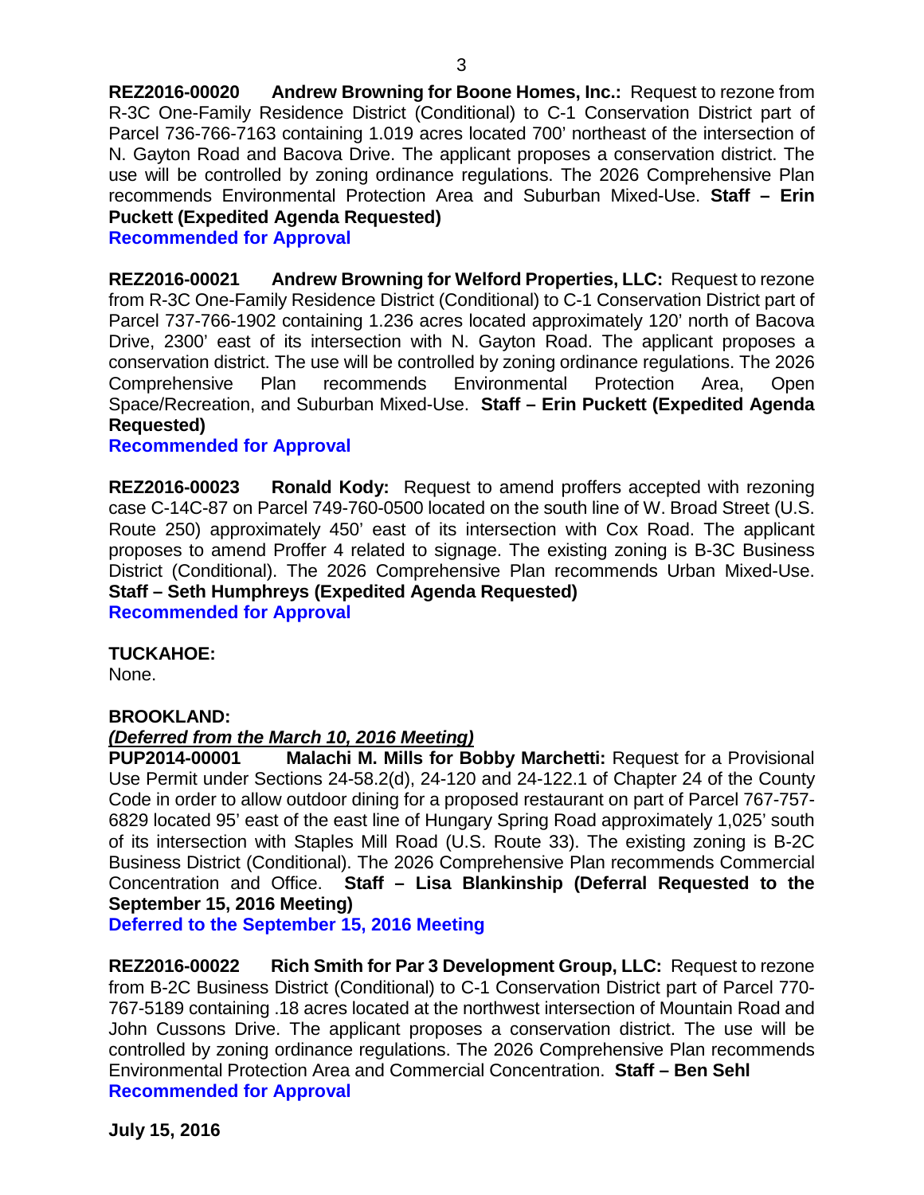**REZ2016-00020 Andrew Browning for Boone Homes, Inc.:** Request to rezone from R-3C One-Family Residence District (Conditional) to C-1 Conservation District part of Parcel 736-766-7163 containing 1.019 acres located 700' northeast of the intersection of N. Gayton Road and Bacova Drive. The applicant proposes a conservation district. The use will be controlled by zoning ordinance regulations. The 2026 Comprehensive Plan recommends Environmental Protection Area and Suburban Mixed-Use. **Staff – Erin Puckett (Expedited Agenda Requested)**
**Recommended for Approval**

**REZ2016-00021 Andrew Browning for Welford Properties, LLC:** Request to rezone from R-3C One-Family Residence District (Conditional) to C-1 Conservation District part of Parcel 737-766-1902 containing 1.236 acres located approximately 120' north of Bacova Drive, 2300' east of its intersection with N. Gayton Road. The applicant proposes a conservation district. The use will be controlled by zoning ordinance regulations. The 2026 Comprehensive Plan recommends Environmental Protection Area, Open Space/Recreation, and Suburban Mixed-Use. **Staff – Erin Puckett (Expedited Agenda Requested)**
**Recommended for Approval**

**REZ2016-00023 Ronald Kody:** Request to amend proffers accepted with rezoning case C-14C-87 on Parcel 749-760-0500 located on the south line of W. Broad Street (U.S. Route 250) approximately 450' east of its intersection with Cox Road. The applicant proposes to amend Proffer 4 related to signage. The existing zoning is B-3C Business District (Conditional). The 2026 Comprehensive Plan recommends Urban Mixed-Use. **Staff – Seth Humphreys (Expedited Agenda Requested)**
**Recommended for Approval**

**TUCKAHOE:**
None.

**BROOKLAND:**
***(Deferred from the March 10, 2016 Meeting)***
**PUP2014-00001 Malachi M. Mills for Bobby Marchetti:** Request for a Provisional Use Permit under Sections 24-58.2(d), 24-120 and 24-122.1 of Chapter 24 of the County Code in order to allow outdoor dining for a proposed restaurant on part of Parcel 767-757-6829 located 95' east of the east line of Hungary Spring Road approximately 1,025' south of its intersection with Staples Mill Road (U.S. Route 33). The existing zoning is B-2C Business District (Conditional). The 2026 Comprehensive Plan recommends Commercial Concentration and Office. **Staff – Lisa Blankinship (Deferral Requested to the September 15, 2016 Meeting)**
**Deferred to the September 15, 2016 Meeting**

**REZ2016-00022 Rich Smith for Par 3 Development Group, LLC:** Request to rezone from B-2C Business District (Conditional) to C-1 Conservation District part of Parcel 770-767-5189 containing .18 acres located at the northwest intersection of Mountain Road and John Cussons Drive. The applicant proposes a conservation district. The use will be controlled by zoning ordinance regulations. The 2026 Comprehensive Plan recommends Environmental Protection Area and Commercial Concentration. **Staff – Ben Sehl**
**Recommended for Approval**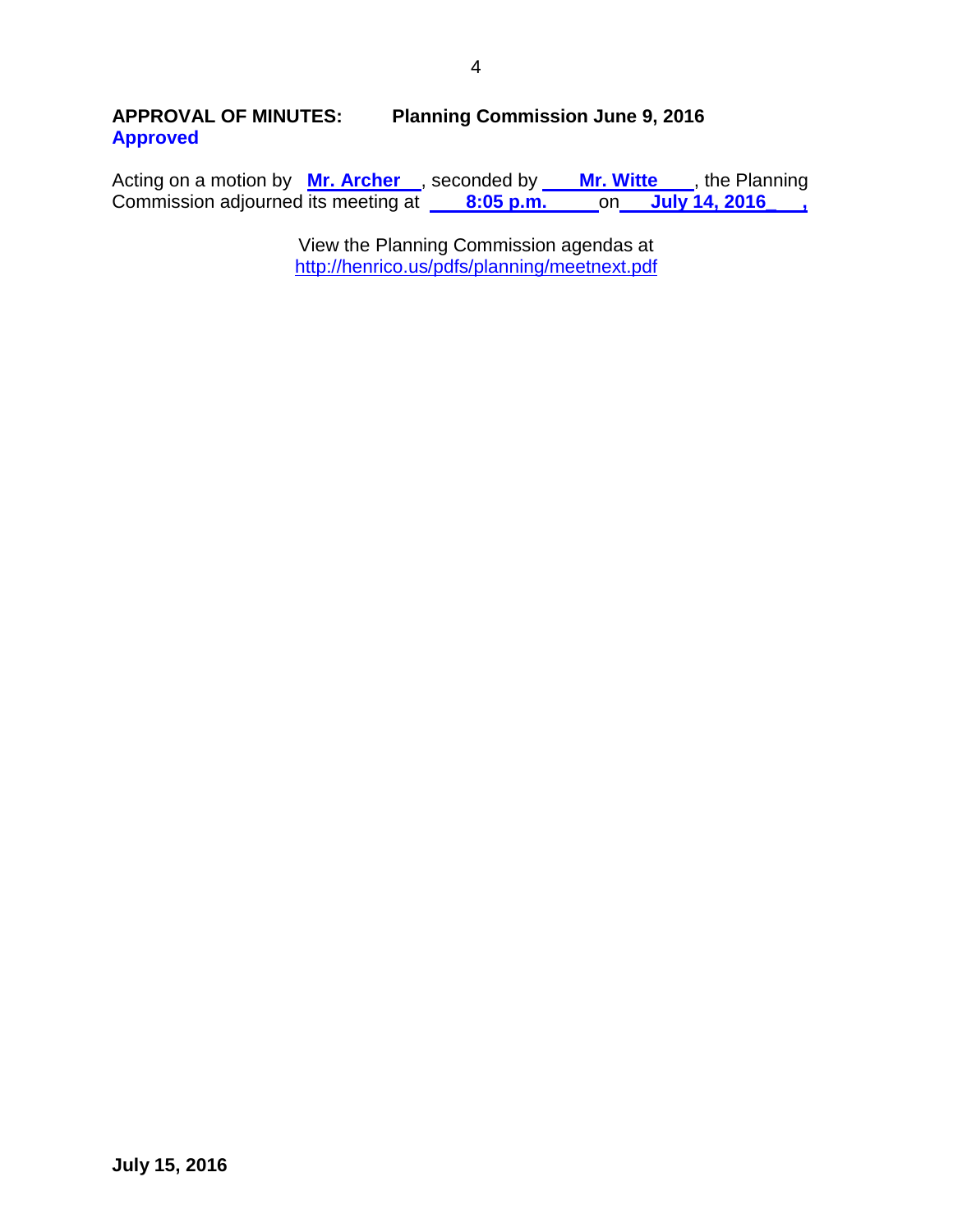**APPROVAL OF MINUTES:** **Planning Commission June 9, 2016**
**Approved**

Acting on a motion by **Mr. Archer**, seconded by **Mr. Witte**, the Planning Commission adjourned its meeting at **8:05 p.m.** on **July 14, 2016**,

View the Planning Commission agendas at
http://henrico.us/pdfs/planning/meetnext.pdf

**July 15, 2016**